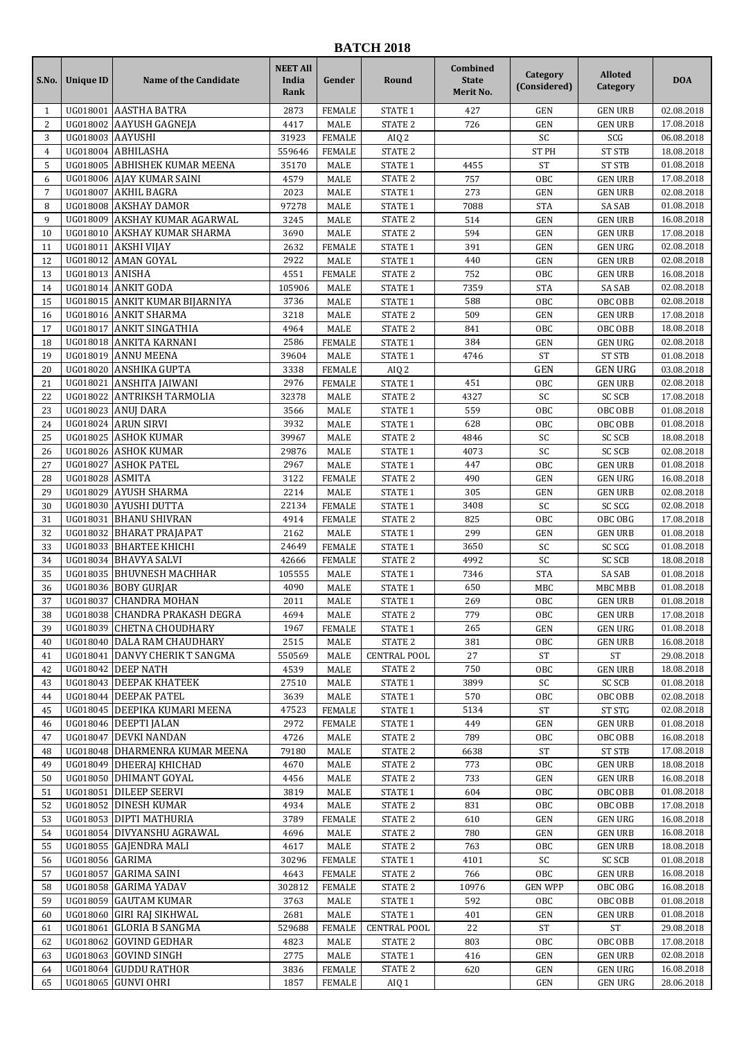# BATCH 2018

| S.No. | Unique ID | Name of the Candidate | NEET All India Rank | Gender | Round | Combined State Merit No. | Category (Considered) | Alloted Category | DOA |
|---|---|---|---|---|---|---|---|---|---|
| 1 | UG018001 | AASTHA BATRA | 2873 | FEMALE | STATE 1 | 427 | GEN | GEN URB | 02.08.2018 |
| 2 | UG018002 | AAYUSH GAGNEJA | 4417 | MALE | STATE 2 | 726 | GEN | GEN URB | 17.08.2018 |
| 3 | UG018003 | AAYUSHI | 31923 | FEMALE | AIQ 2 | | SC | SCG | 06.08.2018 |
| 4 | UG018004 | ABHILASHA | 559646 | FEMALE | STATE 2 | | ST PH | ST STB | 18.08.2018 |
| 5 | UG018005 | ABHISHEK KUMAR MEENA | 35170 | MALE | STATE 1 | 4455 | ST | ST STB | 01.08.2018 |
| 6 | UG018006 | AJAY KUMAR SAINI | 4579 | MALE | STATE 2 | 757 | OBC | GEN URB | 17.08.2018 |
| 7 | UG018007 | AKHIL BAGRA | 2023 | MALE | STATE 1 | 273 | GEN | GEN URB | 02.08.2018 |
| 8 | UG018008 | AKSHAY DAMOR | 97278 | MALE | STATE 1 | 7088 | STA | SA SAB | 01.08.2018 |
| 9 | UG018009 | AKSHAY KUMAR AGARWAL | 3245 | MALE | STATE 2 | 514 | GEN | GEN URB | 16.08.2018 |
| 10 | UG018010 | AKSHAY KUMAR SHARMA | 3690 | MALE | STATE 2 | 594 | GEN | GEN URB | 17.08.2018 |
| 11 | UG018011 | AKSHI VIJAY | 2632 | FEMALE | STATE 1 | 391 | GEN | GEN URG | 02.08.2018 |
| 12 | UG018012 | AMAN GOYAL | 2922 | MALE | STATE 1 | 440 | GEN | GEN URB | 02.08.2018 |
| 13 | UG018013 | ANISHA | 4551 | FEMALE | STATE 2 | 752 | OBC | GEN URB | 16.08.2018 |
| 14 | UG018014 | ANKIT GODA | 105906 | MALE | STATE 1 | 7359 | STA | SA SAB | 02.08.2018 |
| 15 | UG018015 | ANKIT KUMAR BIJARNIYA | 3736 | MALE | STATE 1 | 588 | OBC | OBC OBB | 02.08.2018 |
| 16 | UG018016 | ANKIT SHARMA | 3218 | MALE | STATE 2 | 509 | GEN | GEN URB | 17.08.2018 |
| 17 | UG018017 | ANKIT SINGATHIA | 4964 | MALE | STATE 2 | 841 | OBC | OBC OBB | 18.08.2018 |
| 18 | UG018018 | ANKITA KARNANI | 2586 | FEMALE | STATE 1 | 384 | GEN | GEN URG | 02.08.2018 |
| 19 | UG018019 | ANNU MEENA | 39604 | MALE | STATE 1 | 4746 | ST | ST STB | 01.08.2018 |
| 20 | UG018020 | ANSHIKA GUPTA | 3338 | FEMALE | AIQ 2 | | GEN | GEN URG | 03.08.2018 |
| 21 | UG018021 | ANSHITA JAIWANI | 2976 | FEMALE | STATE 1 | 451 | OBC | GEN URB | 02.08.2018 |
| 22 | UG018022 | ANTRIKSH TARMOLIA | 32378 | MALE | STATE 2 | 4327 | SC | SC SCB | 17.08.2018 |
| 23 | UG018023 | ANUJ DARA | 3566 | MALE | STATE 1 | 559 | OBC | OBC OBB | 01.08.2018 |
| 24 | UG018024 | ARUN SIRVI | 3932 | MALE | STATE 1 | 628 | OBC | OBC OBB | 01.08.2018 |
| 25 | UG018025 | ASHOK KUMAR | 39967 | MALE | STATE 2 | 4846 | SC | SC SCB | 18.08.2018 |
| 26 | UG018026 | ASHOK KUMAR | 29876 | MALE | STATE 1 | 4073 | SC | SC SCB | 02.08.2018 |
| 27 | UG018027 | ASHOK PATEL | 2967 | MALE | STATE 1 | 447 | OBC | GEN URB | 01.08.2018 |
| 28 | UG018028 | ASMITA | 3122 | FEMALE | STATE 2 | 490 | GEN | GEN URG | 16.08.2018 |
| 29 | UG018029 | AYUSH SHARMA | 2214 | MALE | STATE 1 | 305 | GEN | GEN URB | 02.08.2018 |
| 30 | UG018030 | AYUSHI DUTTA | 22134 | FEMALE | STATE 1 | 3408 | SC | SC SCG | 02.08.2018 |
| 31 | UG018031 | BHANU SHIVRAN | 4914 | FEMALE | STATE 2 | 825 | OBC | OBC OBG | 17.08.2018 |
| 32 | UG018032 | BHARAT PRAJAPAT | 2162 | MALE | STATE 1 | 299 | GEN | GEN URB | 01.08.2018 |
| 33 | UG018033 | BHARTEE KHICHI | 24649 | FEMALE | STATE 1 | 3650 | SC | SC SCG | 01.08.2018 |
| 34 | UG018034 | BHAVYA SALVI | 42666 | FEMALE | STATE 2 | 4992 | SC | SC SCB | 18.08.2018 |
| 35 | UG018035 | BHUVNESH MACHHAR | 105555 | MALE | STATE 1 | 7346 | STA | SA SAB | 01.08.2018 |
| 36 | UG018036 | BOBY GURJAR | 4090 | MALE | STATE 1 | 650 | MBC | MBC MBB | 01.08.2018 |
| 37 | UG018037 | CHANDRA MOHAN | 2011 | MALE | STATE 1 | 269 | OBC | GEN URB | 01.08.2018 |
| 38 | UG018038 | CHANDRA PRAKASH DEGRA | 4694 | MALE | STATE 2 | 779 | OBC | GEN URB | 17.08.2018 |
| 39 | UG018039 | CHETNA CHOUDHARY | 1967 | FEMALE | STATE 1 | 265 | GEN | GEN URG | 01.08.2018 |
| 40 | UG018040 | DALA RAM CHAUDHARY | 2515 | MALE | STATE 2 | 381 | OBC | GEN URB | 16.08.2018 |
| 41 | UG018041 | DANVY CHERIK T SANGMA | 550569 | MALE | CENTRAL POOL | 27 | ST | ST | 29.08.2018 |
| 42 | UG018042 | DEEP NATH | 4539 | MALE | STATE 2 | 750 | OBC | GEN URB | 18.08.2018 |
| 43 | UG018043 | DEEPAK KHATEEK | 27510 | MALE | STATE 1 | 3899 | SC | SC SCB | 01.08.2018 |
| 44 | UG018044 | DEEPAK PATEL | 3639 | MALE | STATE 1 | 570 | OBC | OBC OBB | 02.08.2018 |
| 45 | UG018045 | DEEPIKA KUMARI MEENA | 47523 | FEMALE | STATE 1 | 5134 | ST | ST STG | 02.08.2018 |
| 46 | UG018046 | DEEPTI JALAN | 2972 | FEMALE | STATE 1 | 449 | GEN | GEN URB | 01.08.2018 |
| 47 | UG018047 | DEVKI NANDAN | 4726 | MALE | STATE 2 | 789 | OBC | OBC OBB | 16.08.2018 |
| 48 | UG018048 | DHARMENRA KUMAR MEENA | 79180 | MALE | STATE 2 | 6638 | ST | ST STB | 17.08.2018 |
| 49 | UG018049 | DHEERAJ KHICHAD | 4670 | MALE | STATE 2 | 773 | OBC | GEN URB | 18.08.2018 |
| 50 | UG018050 | DHIMANT GOYAL | 4456 | MALE | STATE 2 | 733 | GEN | GEN URB | 16.08.2018 |
| 51 | UG018051 | DILEEP SEERVI | 3819 | MALE | STATE 1 | 604 | OBC | OBC OBB | 01.08.2018 |
| 52 | UG018052 | DINESH KUMAR | 4934 | MALE | STATE 2 | 831 | OBC | OBC OBB | 17.08.2018 |
| 53 | UG018053 | DIPTI MATHURIA | 3789 | FEMALE | STATE 2 | 610 | GEN | GEN URG | 16.08.2018 |
| 54 | UG018054 | DIVYANSHU AGRAWAL | 4696 | MALE | STATE 2 | 780 | GEN | GEN URB | 16.08.2018 |
| 55 | UG018055 | GAJENDRA MALI | 4617 | MALE | STATE 2 | 763 | OBC | GEN URB | 18.08.2018 |
| 56 | UG018056 | GARIMA | 30296 | FEMALE | STATE 1 | 4101 | SC | SC SCB | 01.08.2018 |
| 57 | UG018057 | GARIMA SAINI | 4643 | FEMALE | STATE 2 | 766 | OBC | GEN URB | 16.08.2018 |
| 58 | UG018058 | GARIMA YADAV | 302812 | FEMALE | STATE 2 | 10976 | GEN WPP | OBC OBG | 16.08.2018 |
| 59 | UG018059 | GAUTAM KUMAR | 3763 | MALE | STATE 1 | 592 | OBC | OBC OBB | 01.08.2018 |
| 60 | UG018060 | GIRI RAJ SIKHWAL | 2681 | MALE | STATE 1 | 401 | GEN | GEN URB | 01.08.2018 |
| 61 | UG018061 | GLORIA B SANGMA | 529688 | FEMALE | CENTRAL POOL | 22 | ST | ST | 29.08.2018 |
| 62 | UG018062 | GOVIND GEDHAR | 4823 | MALE | STATE 2 | 803 | OBC | OBC OBB | 17.08.2018 |
| 63 | UG018063 | GOVIND SINGH | 2775 | MALE | STATE 1 | 416 | GEN | GEN URB | 02.08.2018 |
| 64 | UG018064 | GUDDU RATHOR | 3836 | FEMALE | STATE 2 | 620 | GEN | GEN URG | 16.08.2018 |
| 65 | UG018065 | GUNVI OHRI | 1857 | FEMALE | AIQ 1 | | GEN | GEN URG | 28.06.2018 |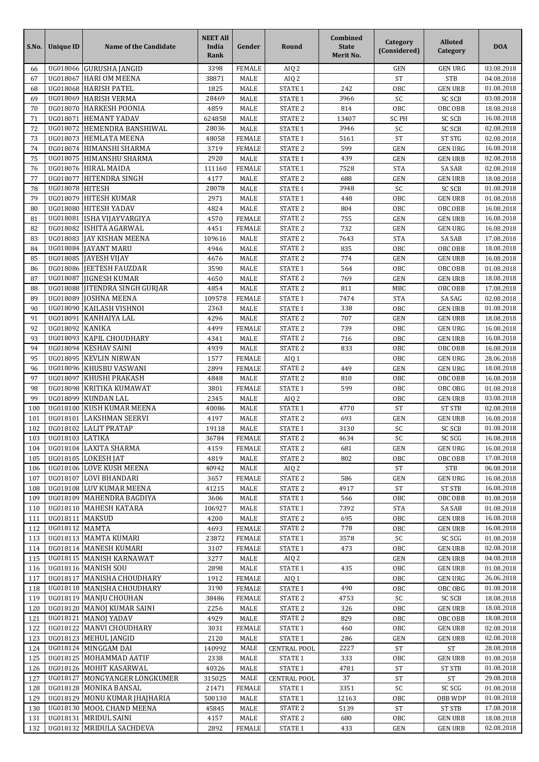| S.No. | Unique ID | Name of the Candidate | NEET All India Rank | Gender | Round | Combined State Merit No. | Category (Considered) | Alloted Category | DOA |
|---|---|---|---|---|---|---|---|---|---|
| 66 | UG018066 | GURUSHA JANGID | 3398 | FEMALE | AIQ 2 | | GEN | GEN URG | 03.08.2018 |
| 67 | UG018067 | HARI OM MEENA | 38871 | MALE | AIQ 2 | | ST | STB | 04.08.2018 |
| 68 | UG018068 | HARISH PATEL | 1825 | MALE | STATE 1 | 242 | OBC | GEN URB | 01.08.2018 |
| 69 | UG018069 | HARISH VERMA | 28469 | MALE | STATE 1 | 3966 | SC | SC SCB | 03.08.2018 |
| 70 | UG018070 | HARKESH POONIA | 4859 | MALE | STATE 2 | 814 | OBC | OBC OBB | 18.08.2018 |
| 71 | UG018071 | HEMANT YADAV | 624858 | MALE | STATE 2 | 13407 | SC PH | SC SCB | 16.08.2018 |
| 72 | UG018072 | HEMENDRA BANSHIWAL | 28036 | MALE | STATE 1 | 3946 | SC | SC SCB | 02.08.2018 |
| 73 | UG018073 | HEMLATA MEENA | 48058 | FEMALE | STATE 1 | 5161 | ST | ST STG | 02.08.2018 |
| 74 | UG018074 | HIMANSHI SHARMA | 3719 | FEMALE | STATE 2 | 599 | GEN | GEN URG | 16.08.2018 |
| 75 | UG018075 | HIMANSHU SHARMA | 2920 | MALE | STATE 1 | 439 | GEN | GEN URB | 02.08.2018 |
| 76 | UG018076 | HIRAL MAIDA | 111160 | FEMALE | STATE 1 | 7528 | STA | SA SAB | 02.08.2018 |
| 77 | UG018077 | HITENDRA SINGH | 4177 | MALE | STATE 2 | 688 | GEN | GEN URB | 18.08.2018 |
| 78 | UG018078 | HITESH | 28078 | MALE | STATE 1 | 3948 | SC | SC SCB | 01.08.2018 |
| 79 | UG018079 | HITESH KUMAR | 2971 | MALE | STATE 1 | 448 | OBC | GEN URB | 01.08.2018 |
| 80 | UG018080 | HITESH YADAV | 4824 | MALE | STATE 2 | 804 | OBC | OBC OBB | 16.08.2018 |
| 81 | UG018081 | ISHA VIJAYVARGIYA | 4570 | FEMALE | STATE 2 | 755 | GEN | GEN URB | 16.08.2018 |
| 82 | UG018082 | ISHITA AGARWAL | 4451 | FEMALE | STATE 2 | 732 | GEN | GEN URG | 16.08.2018 |
| 83 | UG018083 | JAY KISHAN MEENA | 109616 | MALE | STATE 2 | 7643 | STA | SA SAB | 17.08.2018 |
| 84 | UG018084 | JAYANT MARU | 4946 | MALE | STATE 2 | 835 | OBC | OBC OBB | 18.08.2018 |
| 85 | UG018085 | JAYESH VIJAY | 4676 | MALE | STATE 2 | 774 | GEN | GEN URB | 16.08.2018 |
| 86 | UG018086 | JEETESH FAUZDAR | 3590 | MALE | STATE 1 | 564 | OBC | OBC OBB | 01.08.2018 |
| 87 | UG018087 | JIGNESH KUMAR | 4650 | MALE | STATE 2 | 769 | GEN | GEN URB | 18.08.2018 |
| 88 | UG018088 | JITENDRA SINGH GURJAR | 4854 | MALE | STATE 2 | 811 | MBC | OBC OBB | 17.08.2018 |
| 89 | UG018089 | JOSHNA MEENA | 109578 | FEMALE | STATE 1 | 7474 | STA | SA SAG | 02.08.2018 |
| 90 | UG018090 | KAILASH VISHNOI | 2363 | MALE | STATE 1 | 338 | OBC | GEN URB | 01.08.2018 |
| 91 | UG018091 | KANHAIYA LAL | 4296 | MALE | STATE 2 | 707 | GEN | GEN URB | 18.08.2018 |
| 92 | UG018092 | KANIKA | 4499 | FEMALE | STATE 2 | 739 | OBC | GEN URG | 16.08.2018 |
| 93 | UG018093 | KAPIL CHOUDHARY | 4341 | MALE | STATE 2 | 716 | OBC | GEN URB | 16.08.2018 |
| 94 | UG018094 | KESHAV SAINI | 4939 | MALE | STATE 2 | 833 | OBC | OBC OBB | 16.08.2018 |
| 95 | UG018095 | KEVLIN NIRWAN | 1577 | FEMALE | AIQ 1 | | OBC | GEN URG | 28.06.2018 |
| 96 | UG018096 | KHUSBU VASWANI | 2899 | FEMALE | STATE 2 | 449 | GEN | GEN URG | 18.08.2018 |
| 97 | UG018097 | KHUSHI PRAKASH | 4848 | MALE | STATE 2 | 810 | OBC | OBC OBB | 16.08.2018 |
| 98 | UG018098 | KRITIKA KUMAWAT | 3801 | FEMALE | STATE 1 | 599 | OBC | OBC OBG | 01.08.2018 |
| 99 | UG018099 | KUNDAN LAL | 2345 | MALE | AIQ 2 | | OBC | GEN URB | 03.08.2018 |
| 100 | UG018100 | KUSH KUMAR MEENA | 40086 | MALE | STATE 1 | 4770 | ST | ST STB | 02.08.2018 |
| 101 | UG018101 | LAKSHMAN SEERVI | 4197 | MALE | STATE 2 | 693 | GEN | GEN URB | 16.08.2018 |
| 102 | UG018102 | LALIT PRATAP | 19118 | MALE | STATE 1 | 3130 | SC | SC SCB | 01.08.2018 |
| 103 | UG018103 | LATIKA | 36784 | FEMALE | STATE 2 | 4634 | SC | SC SCG | 16.08.2018 |
| 104 | UG018104 | LAXITA SHARMA | 4159 | FEMALE | STATE 2 | 681 | GEN | GEN URG | 16.08.2018 |
| 105 | UG018105 | LOKESH JAT | 4819 | MALE | STATE 2 | 802 | OBC | OBC OBB | 17.08.2018 |
| 106 | UG018106 | LOVE KUSH MEENA | 40942 | MALE | AIQ 2 | | ST | STB | 06.08.2018 |
| 107 | UG018107 | LOVI BHANDARI | 3657 | FEMALE | STATE 2 | 586 | GEN | GEN URG | 16.08.2018 |
| 108 | UG018108 | LUV KUMAR MEENA | 41215 | MALE | STATE 2 | 4917 | ST | ST STB | 16.08.2018 |
| 109 | UG018109 | MAHENDRA BAGDIYA | 3606 | MALE | STATE 1 | 566 | OBC | OBC OBB | 01.08.2018 |
| 110 | UG018110 | MAHESH KATARA | 106927 | MALE | STATE 1 | 7392 | STA | SA SAB | 01.08.2018 |
| 111 | UG018111 | MAKSUD | 4200 | MALE | STATE 2 | 695 | OBC | GEN URB | 16.08.2018 |
| 112 | UG018112 | MAMTA | 4693 | FEMALE | STATE 2 | 778 | OBC | GEN URB | 16.08.2018 |
| 113 | UG018113 | MAMTA KUMARI | 23872 | FEMALE | STATE 1 | 3578 | SC | SC SCG | 01.08.2018 |
| 114 | UG018114 | MANESH KUMARI | 3107 | FEMALE | STATE 1 | 473 | OBC | GEN URB | 02.08.2018 |
| 115 | UG018115 | MANISH KARNAWAT | 3277 | MALE | AIQ 2 | | GEN | GEN URB | 04.08.2018 |
| 116 | UG018116 | MANISH SOU | 2898 | MALE | STATE 1 | 435 | OBC | GEN URB | 01.08.2018 |
| 117 | UG018117 | MANISHA CHOUDHARY | 1912 | FEMALE | AIQ 1 | | OBC | GEN URG | 26.06.2018 |
| 118 | UG018118 | MANISHA CHOUDHARY | 3190 | FEMALE | STATE 1 | 490 | OBC | OBC OBG | 01.08.2018 |
| 119 | UG018119 | MANJU CHOUHAN | 38486 | FEMALE | STATE 2 | 4753 | SC | SC SCB | 18.08.2018 |
| 120 | UG018120 | MANOJ KUMAR SAINI | 2256 | MALE | STATE 2 | 326 | OBC | GEN URB | 18.08.2018 |
| 121 | UG018121 | MANOJ YADAV | 4929 | MALE | STATE 2 | 829 | OBC | OBC OBB | 18.08.2018 |
| 122 | UG018122 | MANVI CHOUDHARY | 3031 | FEMALE | STATE 1 | 460 | OBC | GEN URB | 02.08.2018 |
| 123 | UG018123 | MEHUL JANGID | 2120 | MALE | STATE 1 | 286 | GEN | GEN URB | 02.08.2018 |
| 124 | UG018124 | MINGGAM DAI | 140992 | MALE | CENTRAL POOL | 2227 | ST | ST | 28.08.2018 |
| 125 | UG018125 | MOHAMMAD AATIF | 2338 | MALE | STATE 1 | 333 | OBC | GEN URB | 01.08.2018 |
| 126 | UG018126 | MOHIT KASARWAL | 40326 | MALE | STATE 1 | 4781 | ST | ST STB | 01.08.2018 |
| 127 | UG018127 | MONGYANGER LONGKUMER | 315025 | MALE | CENTRAL POOL | 37 | ST | ST | 29.08.2018 |
| 128 | UG018128 | MONIKA BANSAL | 21471 | FEMALE | STATE 1 | 3351 | SC | SC SCG | 01.08.2018 |
| 129 | UG018129 | MONU KUMAR JHAJHARIA | 500130 | MALE | STATE 1 | 12163 | OBC | OBB WDP | 01.08.2018 |
| 130 | UG018130 | MOOL CHAND MEENA | 45845 | MALE | STATE 2 | 5139 | ST | ST STB | 17.08.2018 |
| 131 | UG018131 | MRIDUL SAINI | 4157 | MALE | STATE 2 | 680 | OBC | GEN URB | 18.08.2018 |
| 132 | UG018132 | MRIDULA SACHDEVA | 2892 | FEMALE | STATE 1 | 433 | GEN | GEN URB | 02.08.2018 |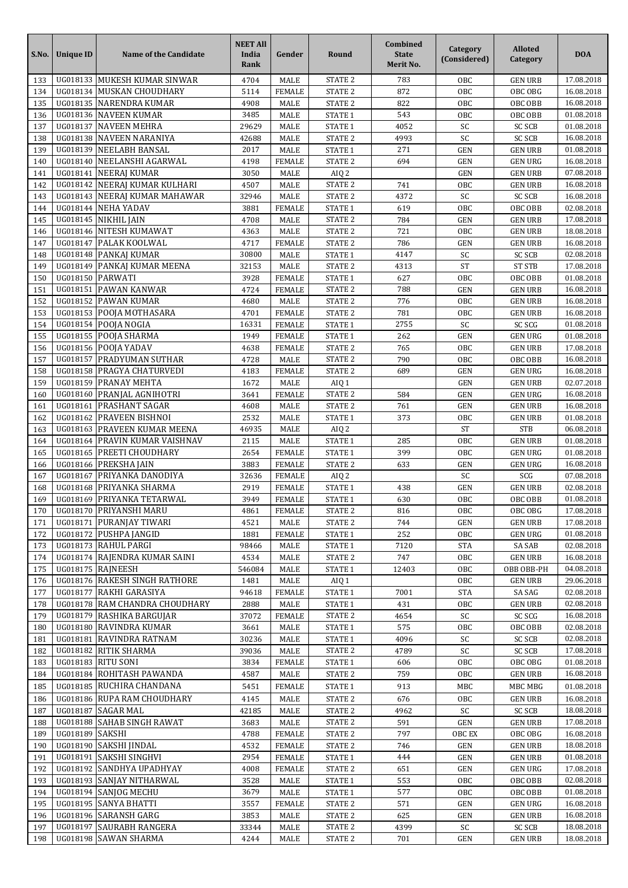| S.No. | Unique ID | Name of the Candidate | NEET All India Rank | Gender | Round | Combined State Merit No. | Category (Considered) | Alloted Category | DOA |
|---|---|---|---|---|---|---|---|---|---|
| 133 | UG018133 | MUKESH KUMAR SINWAR | 4704 | MALE | STATE 2 | 783 | OBC | GEN URB | 17.08.2018 |
| 134 | UG018134 | MUSKAN CHOUDHARY | 5114 | FEMALE | STATE 2 | 872 | OBC | OBC OBG | 16.08.2018 |
| 135 | UG018135 | NARENDRA KUMAR | 4908 | MALE | STATE 2 | 822 | OBC | OBC OBB | 16.08.2018 |
| 136 | UG018136 | NAVEEN KUMAR | 3485 | MALE | STATE 1 | 543 | OBC | OBC OBB | 01.08.2018 |
| 137 | UG018137 | NAVEEN MEHRA | 29629 | MALE | STATE 1 | 4052 | SC | SC SCB | 01.08.2018 |
| 138 | UG018138 | NAVEEN NARANIYA | 42688 | MALE | STATE 2 | 4993 | SC | SC SCB | 16.08.2018 |
| 139 | UG018139 | NEELABH BANSAL | 2017 | MALE | STATE 1 | 271 | GEN | GEN URB | 01.08.2018 |
| 140 | UG018140 | NEELANSHI AGARWAL | 4198 | FEMALE | STATE 2 | 694 | GEN | GEN URG | 16.08.2018 |
| 141 | UG018141 | NEERAJ KUMAR | 3050 | MALE | AIQ 2 | | GEN | GEN URB | 07.08.2018 |
| 142 | UG018142 | NEERAJ KUMAR KULHARI | 4507 | MALE | STATE 2 | 741 | OBC | GEN URB | 16.08.2018 |
| 143 | UG018143 | NEERAJ KUMAR MAHAWAR | 32946 | MALE | STATE 2 | 4372 | SC | SC SCB | 16.08.2018 |
| 144 | UG018144 | NEHA YADAV | 3881 | FEMALE | STATE 1 | 619 | OBC | OBC OBB | 02.08.2018 |
| 145 | UG018145 | NIKHIL JAIN | 4708 | MALE | STATE 2 | 784 | GEN | GEN URB | 17.08.2018 |
| 146 | UG018146 | NITESH KUMAWAT | 4363 | MALE | STATE 2 | 721 | OBC | GEN URB | 18.08.2018 |
| 147 | UG018147 | PALAK KOOLWAL | 4717 | FEMALE | STATE 2 | 786 | GEN | GEN URB | 16.08.2018 |
| 148 | UG018148 | PANKAJ KUMAR | 30800 | MALE | STATE 1 | 4147 | SC | SC SCB | 02.08.2018 |
| 149 | UG018149 | PANKAJ KUMAR MEENA | 32153 | MALE | STATE 2 | 4313 | ST | ST STB | 17.08.2018 |
| 150 | UG018150 | PARWATI | 3928 | FEMALE | STATE 1 | 627 | OBC | OBC OBB | 01.08.2018 |
| 151 | UG018151 | PAWAN KANWAR | 4724 | FEMALE | STATE 2 | 788 | GEN | GEN URB | 16.08.2018 |
| 152 | UG018152 | PAWAN KUMAR | 4680 | MALE | STATE 2 | 776 | OBC | GEN URB | 16.08.2018 |
| 153 | UG018153 | POOJA MOTHASARA | 4701 | FEMALE | STATE 2 | 781 | OBC | GEN URB | 16.08.2018 |
| 154 | UG018154 | POOJA NOGIA | 16331 | FEMALE | STATE 1 | 2755 | SC | SC SCG | 01.08.2018 |
| 155 | UG018155 | POOJA SHARMA | 1949 | FEMALE | STATE 1 | 262 | GEN | GEN URG | 01.08.2018 |
| 156 | UG018156 | POOJA YADAV | 4638 | FEMALE | STATE 2 | 765 | OBC | GEN URB | 17.08.2018 |
| 157 | UG018157 | PRADYUMAN SUTHAR | 4728 | MALE | STATE 2 | 790 | OBC | OBC OBB | 16.08.2018 |
| 158 | UG018158 | PRAGYA CHATURVEDI | 4183 | FEMALE | STATE 2 | 689 | GEN | GEN URG | 16.08.2018 |
| 159 | UG018159 | PRANAY MEHTA | 1672 | MALE | AIQ 1 | | GEN | GEN URB | 02.07.2018 |
| 160 | UG018160 | PRANJAL AGNIHOTRI | 3641 | FEMALE | STATE 2 | 584 | GEN | GEN URG | 16.08.2018 |
| 161 | UG018161 | PRASHANT SAGAR | 4608 | MALE | STATE 2 | 761 | GEN | GEN URB | 16.08.2018 |
| 162 | UG018162 | PRAVEEN BISHNOI | 2532 | MALE | STATE 1 | 373 | OBC | GEN URB | 01.08.2018 |
| 163 | UG018163 | PRAVEEN KUMAR MEENA | 46935 | MALE | AIQ 2 | | ST | STB | 06.08.2018 |
| 164 | UG018164 | PRAVIN KUMAR VAISHNAV | 2115 | MALE | STATE 1 | 285 | OBC | GEN URB | 01.08.2018 |
| 165 | UG018165 | PREETI CHOUDHARY | 2654 | FEMALE | STATE 1 | 399 | OBC | GEN URG | 01.08.2018 |
| 166 | UG018166 | PREKSHA JAIN | 3883 | FEMALE | STATE 2 | 633 | GEN | GEN URG | 16.08.2018 |
| 167 | UG018167 | PRIYANKA DANODIYA | 32636 | FEMALE | AIQ 2 | | SC | SCG | 07.08.2018 |
| 168 | UG018168 | PRIYANKA SHARMA | 2919 | FEMALE | STATE 1 | 438 | GEN | GEN URB | 02.08.2018 |
| 169 | UG018169 | PRIYANKA TETARWAL | 3949 | FEMALE | STATE 1 | 630 | OBC | OBC OBB | 01.08.2018 |
| 170 | UG018170 | PRIYANSHI MARU | 4861 | FEMALE | STATE 2 | 816 | OBC | OBC OBG | 17.08.2018 |
| 171 | UG018171 | PURANJAY TIWARI | 4521 | MALE | STATE 2 | 744 | GEN | GEN URB | 17.08.2018 |
| 172 | UG018172 | PUSHPA JANGID | 1881 | FEMALE | STATE 1 | 252 | OBC | GEN URG | 01.08.2018 |
| 173 | UG018173 | RAHUL PARGI | 98466 | MALE | STATE 1 | 7120 | STA | SA SAB | 02.08.2018 |
| 174 | UG018174 | RAJENDRA KUMAR SAINI | 4534 | MALE | STATE 2 | 747 | OBC | GEN URB | 16.08.2018 |
| 175 | UG018175 | RAJNEESH | 546084 | MALE | STATE 1 | 12403 | OBC | OBB OBB-PH | 04.08.2018 |
| 176 | UG018176 | RAKESH SINGH RATHORE | 1481 | MALE | AIQ 1 | | OBC | GEN URB | 29.06.2018 |
| 177 | UG018177 | RAKHI GARASIYA | 94618 | FEMALE | STATE 1 | 7001 | STA | SA SAG | 02.08.2018 |
| 178 | UG018178 | RAM CHANDRA CHOUDHARY | 2888 | MALE | STATE 1 | 431 | OBC | GEN URB | 02.08.2018 |
| 179 | UG018179 | RASHIKA BARGUJAR | 37072 | FEMALE | STATE 2 | 4654 | SC | SC SCG | 16.08.2018 |
| 180 | UG018180 | RAVINDRA KUMAR | 3661 | MALE | STATE 1 | 575 | OBC | OBC OBB | 02.08.2018 |
| 181 | UG018181 | RAVINDRA RATNAM | 30236 | MALE | STATE 1 | 4096 | SC | SC SCB | 02.08.2018 |
| 182 | UG018182 | RITIK SHARMA | 39036 | MALE | STATE 2 | 4789 | SC | SC SCB | 17.08.2018 |
| 183 | UG018183 | RITU SONI | 3834 | FEMALE | STATE 1 | 606 | OBC | OBC OBG | 01.08.2018 |
| 184 | UG018184 | ROHITASH PAWANDA | 4587 | MALE | STATE 2 | 759 | OBC | GEN URB | 16.08.2018 |
| 185 | UG018185 | RUCHIRA CHANDANA | 5451 | FEMALE | STATE 1 | 913 | MBC | MBC MBG | 01.08.2018 |
| 186 | UG018186 | RUPA RAM CHOUDHARY | 4145 | MALE | STATE 2 | 676 | OBC | GEN URB | 16.08.2018 |
| 187 | UG018187 | SAGAR MAL | 42185 | MALE | STATE 2 | 4962 | SC | SC SCB | 18.08.2018 |
| 188 | UG018188 | SAHAB SINGH RAWAT | 3683 | MALE | STATE 2 | 591 | GEN | GEN URB | 17.08.2018 |
| 189 | UG018189 | SAKSHI | 4788 | FEMALE | STATE 2 | 797 | OBC EX | OBC OBG | 16.08.2018 |
| 190 | UG018190 | SAKSHI JINDAL | 4532 | FEMALE | STATE 2 | 746 | GEN | GEN URB | 18.08.2018 |
| 191 | UG018191 | SAKSHI SINGHVI | 2954 | FEMALE | STATE 1 | 444 | GEN | GEN URB | 01.08.2018 |
| 192 | UG018192 | SANDHYA UPADHYAY | 4008 | FEMALE | STATE 2 | 651 | GEN | GEN URG | 17.08.2018 |
| 193 | UG018193 | SANJAY NITHARWAL | 3528 | MALE | STATE 1 | 553 | OBC | OBC OBB | 02.08.2018 |
| 194 | UG018194 | SANJOG MECHU | 3679 | MALE | STATE 1 | 577 | OBC | OBC OBB | 01.08.2018 |
| 195 | UG018195 | SANYA BHATTI | 3557 | FEMALE | STATE 2 | 571 | GEN | GEN URG | 16.08.2018 |
| 196 | UG018196 | SARANSH GARG | 3853 | MALE | STATE 2 | 625 | GEN | GEN URB | 16.08.2018 |
| 197 | UG018197 | SAURABH RANGERA | 33344 | MALE | STATE 2 | 4399 | SC | SC SCB | 18.08.2018 |
| 198 | UG018198 | SAWAN SHARMA | 4244 | MALE | STATE 2 | 701 | GEN | GEN URB | 18.08.2018 |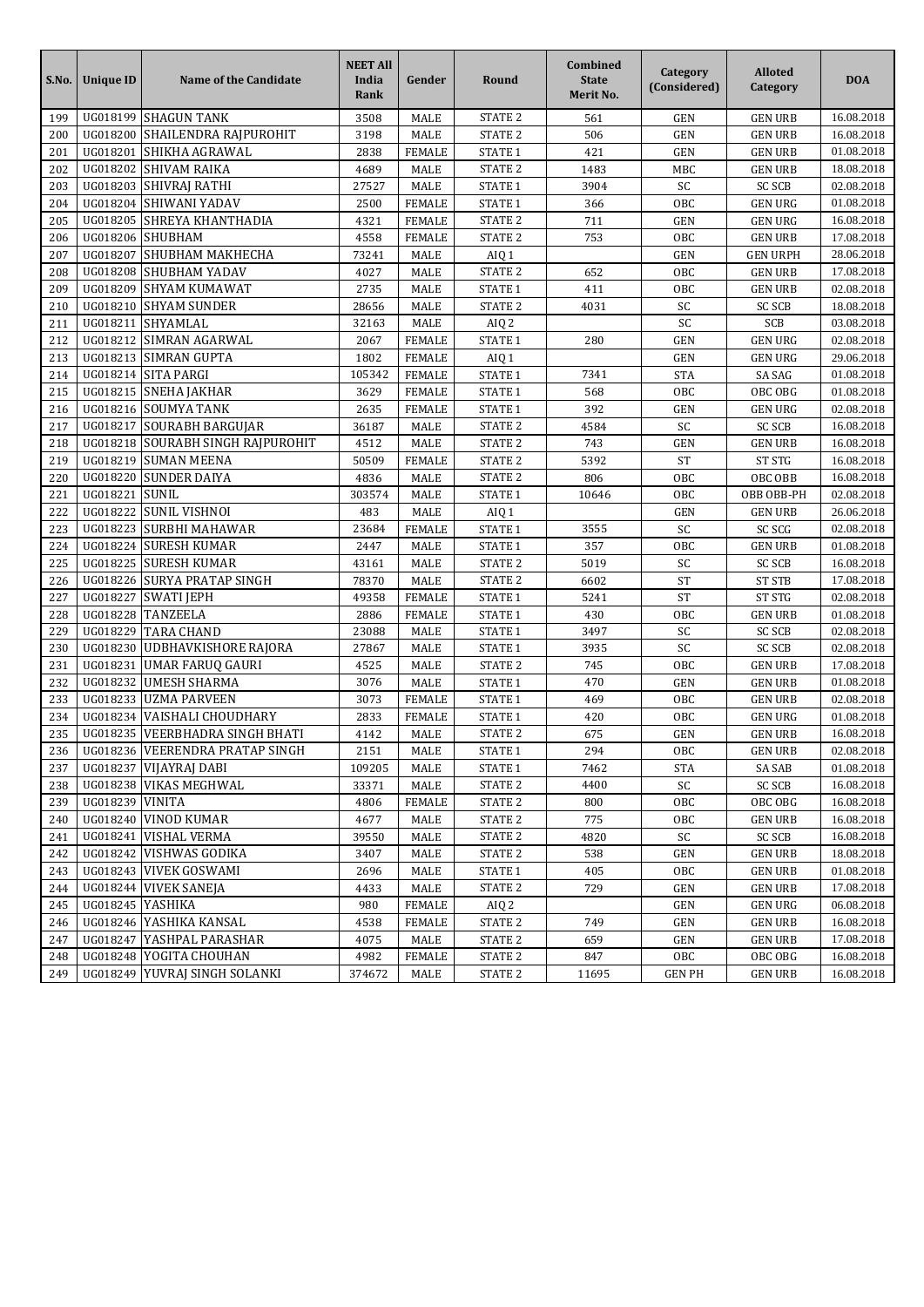| S.No. | Unique ID | Name of the Candidate | NEET All India Rank | Gender | Round | Combined State Merit No. | Category (Considered) | Alloted Category | DOA |
|---|---|---|---|---|---|---|---|---|---|
| 199 | UG018199 | SHAGUN TANK | 3508 | MALE | STATE 2 | 561 | GEN | GEN URB | 16.08.2018 |
| 200 | UG018200 | SHAILENDRA RAJPUROHIT | 3198 | MALE | STATE 2 | 506 | GEN | GEN URB | 16.08.2018 |
| 201 | UG018201 | SHIKHA AGRAWAL | 2838 | FEMALE | STATE 1 | 421 | GEN | GEN URB | 01.08.2018 |
| 202 | UG018202 | SHIVAM RAIKA | 4689 | MALE | STATE 2 | 1483 | MBC | GEN URB | 18.08.2018 |
| 203 | UG018203 | SHIVRAJ RATHI | 27527 | MALE | STATE 1 | 3904 | SC | SC SCB | 02.08.2018 |
| 204 | UG018204 | SHIWANI YADAV | 2500 | FEMALE | STATE 1 | 366 | OBC | GEN URG | 01.08.2018 |
| 205 | UG018205 | SHREYA KHANTHADIA | 4321 | FEMALE | STATE 2 | 711 | GEN | GEN URG | 16.08.2018 |
| 206 | UG018206 | SHUBHAM | 4558 | FEMALE | STATE 2 | 753 | OBC | GEN URB | 17.08.2018 |
| 207 | UG018207 | SHUBHAM MAKHECHA | 73241 | MALE | AIQ 1 | | GEN | GEN URPH | 28.06.2018 |
| 208 | UG018208 | SHUBHAM YADAV | 4027 | MALE | STATE 2 | 652 | OBC | GEN URB | 17.08.2018 |
| 209 | UG018209 | SHYAM KUMAWAT | 2735 | MALE | STATE 1 | 411 | OBC | GEN URB | 02.08.2018 |
| 210 | UG018210 | SHYAM SUNDER | 28656 | MALE | STATE 2 | 4031 | SC | SC SCB | 18.08.2018 |
| 211 | UG018211 | SHYAMLAL | 32163 | MALE | AIQ 2 | | SC | SCB | 03.08.2018 |
| 212 | UG018212 | SIMRAN AGARWAL | 2067 | FEMALE | STATE 1 | 280 | GEN | GEN URG | 02.08.2018 |
| 213 | UG018213 | SIMRAN GUPTA | 1802 | FEMALE | AIQ 1 | | GEN | GEN URG | 29.06.2018 |
| 214 | UG018214 | SITA PARGI | 105342 | FEMALE | STATE 1 | 7341 | STA | SA SAG | 01.08.2018 |
| 215 | UG018215 | SNEHA JAKHAR | 3629 | FEMALE | STATE 1 | 568 | OBC | OBC OBG | 01.08.2018 |
| 216 | UG018216 | SOUMYA TANK | 2635 | FEMALE | STATE 1 | 392 | GEN | GEN URG | 02.08.2018 |
| 217 | UG018217 | SOURABH BARGUJAR | 36187 | MALE | STATE 2 | 4584 | SC | SC SCB | 16.08.2018 |
| 218 | UG018218 | SOURABH SINGH RAJPUROHIT | 4512 | MALE | STATE 2 | 743 | GEN | GEN URB | 16.08.2018 |
| 219 | UG018219 | SUMAN MEENA | 50509 | FEMALE | STATE 2 | 5392 | ST | ST STG | 16.08.2018 |
| 220 | UG018220 | SUNDER DAIYA | 4836 | MALE | STATE 2 | 806 | OBC | OBC OBB | 16.08.2018 |
| 221 | UG018221 | SUNIL | 303574 | MALE | STATE 1 | 10646 | OBC | OBB OBB-PH | 02.08.2018 |
| 222 | UG018222 | SUNIL VISHNOI | 483 | MALE | AIQ 1 | | GEN | GEN URB | 26.06.2018 |
| 223 | UG018223 | SURBHI MAHAWAR | 23684 | FEMALE | STATE 1 | 3555 | SC | SC SCG | 02.08.2018 |
| 224 | UG018224 | SURESH KUMAR | 2447 | MALE | STATE 1 | 357 | OBC | GEN URB | 01.08.2018 |
| 225 | UG018225 | SURESH KUMAR | 43161 | MALE | STATE 2 | 5019 | SC | SC SCB | 16.08.2018 |
| 226 | UG018226 | SURYA PRATAP SINGH | 78370 | MALE | STATE 2 | 6602 | ST | ST STB | 17.08.2018 |
| 227 | UG018227 | SWATI JEPH | 49358 | FEMALE | STATE 1 | 5241 | ST | ST STG | 02.08.2018 |
| 228 | UG018228 | TANZEELA | 2886 | FEMALE | STATE 1 | 430 | OBC | GEN URB | 01.08.2018 |
| 229 | UG018229 | TARA CHAND | 23088 | MALE | STATE 1 | 3497 | SC | SC SCB | 02.08.2018 |
| 230 | UG018230 | UDBHAVKISHORE RAJORA | 27867 | MALE | STATE 1 | 3935 | SC | SC SCB | 02.08.2018 |
| 231 | UG018231 | UMAR FARUQ GAURI | 4525 | MALE | STATE 2 | 745 | OBC | GEN URB | 17.08.2018 |
| 232 | UG018232 | UMESH SHARMA | 3076 | MALE | STATE 1 | 470 | GEN | GEN URB | 01.08.2018 |
| 233 | UG018233 | UZMA PARVEEN | 3073 | FEMALE | STATE 1 | 469 | OBC | GEN URB | 02.08.2018 |
| 234 | UG018234 | VAISHALI CHOUDHARY | 2833 | FEMALE | STATE 1 | 420 | OBC | GEN URG | 01.08.2018 |
| 235 | UG018235 | VEERBHADRA SINGH BHATI | 4142 | MALE | STATE 2 | 675 | GEN | GEN URB | 16.08.2018 |
| 236 | UG018236 | VEERENDRA PRATAP SINGH | 2151 | MALE | STATE 1 | 294 | OBC | GEN URB | 02.08.2018 |
| 237 | UG018237 | VIJAYRAJ DABI | 109205 | MALE | STATE 1 | 7462 | STA | SA SAB | 01.08.2018 |
| 238 | UG018238 | VIKAS MEGHWAL | 33371 | MALE | STATE 2 | 4400 | SC | SC SCB | 16.08.2018 |
| 239 | UG018239 | VINITA | 4806 | FEMALE | STATE 2 | 800 | OBC | OBC OBG | 16.08.2018 |
| 240 | UG018240 | VINOD KUMAR | 4677 | MALE | STATE 2 | 775 | OBC | GEN URB | 16.08.2018 |
| 241 | UG018241 | VISHAL VERMA | 39550 | MALE | STATE 2 | 4820 | SC | SC SCB | 16.08.2018 |
| 242 | UG018242 | VISHWAS GODIKA | 3407 | MALE | STATE 2 | 538 | GEN | GEN URB | 18.08.2018 |
| 243 | UG018243 | VIVEK GOSWAMI | 2696 | MALE | STATE 1 | 405 | OBC | GEN URB | 01.08.2018 |
| 244 | UG018244 | VIVEK SANEJA | 4433 | MALE | STATE 2 | 729 | GEN | GEN URB | 17.08.2018 |
| 245 | UG018245 | YASHIKA | 980 | FEMALE | AIQ 2 | | GEN | GEN URG | 06.08.2018 |
| 246 | UG018246 | YASHIKA KANSAL | 4538 | FEMALE | STATE 2 | 749 | GEN | GEN URB | 16.08.2018 |
| 247 | UG018247 | YASHPAL PARASHAR | 4075 | MALE | STATE 2 | 659 | GEN | GEN URB | 17.08.2018 |
| 248 | UG018248 | YOGITA CHOUHAN | 4982 | FEMALE | STATE 2 | 847 | OBC | OBC OBG | 16.08.2018 |
| 249 | UG018249 | YUVRAJ SINGH SOLANKI | 374672 | MALE | STATE 2 | 11695 | GEN PH | GEN URB | 16.08.2018 |